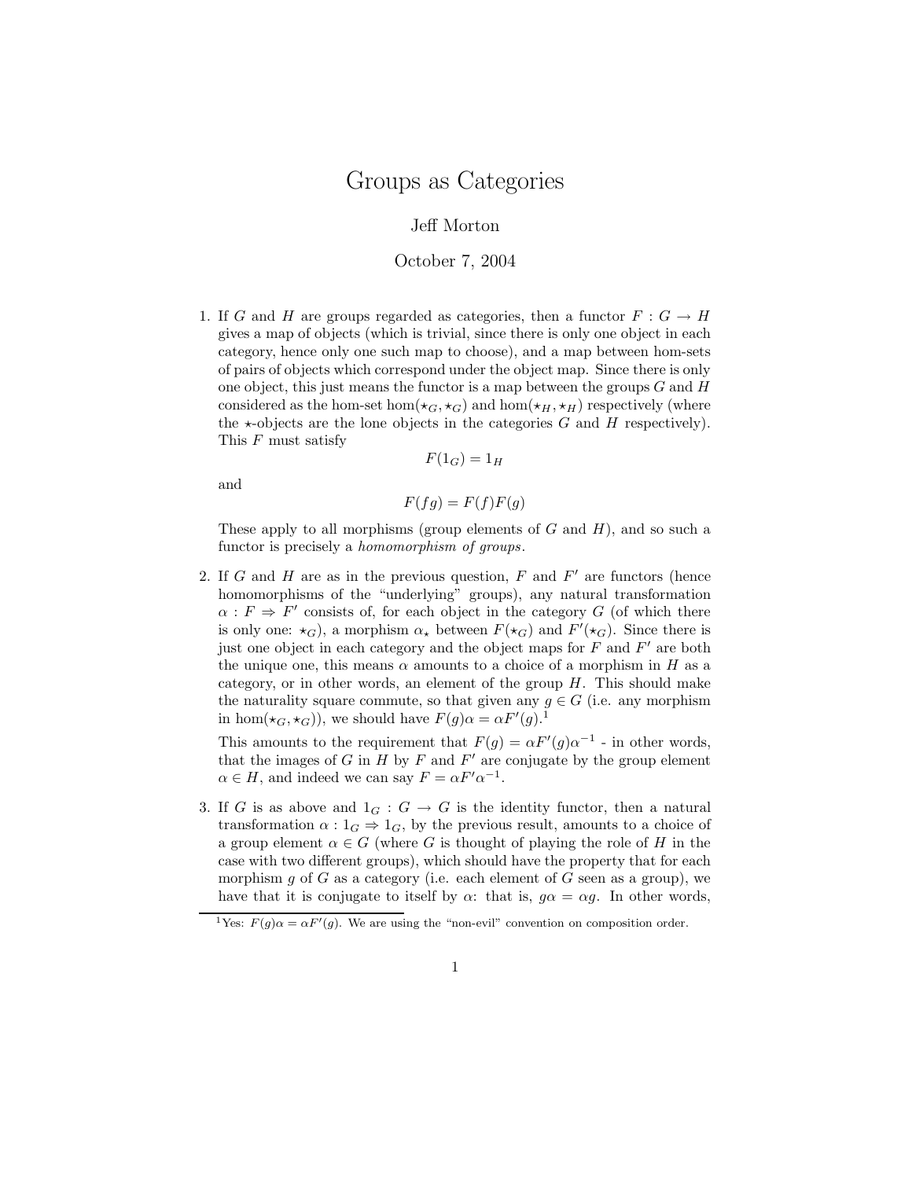# Groups as Categories

Jeff Morton

October 7, 2004

1. If $G$ and $H$ are groups regarded as categories, then a functor $F : G \to H$ gives a map of objects (which is trivial, since there is only one object in each category, hence only one such map to choose), and a map between hom-sets of pairs of objects which correspond under the object map. Since there is only one object, this just means the functor is a map between the groups $G$ and $H$ considered as the hom-set $\hom(\star_G, \star_G)$ and $\hom(\star_H, \star_H)$ respectively (where the $\star$-objects are the lone objects in the categories $G$ and $H$ respectively). This $F$ must satisfy

$$F(1_G) = 1_H$$

and

$$F(fg) = F(f)F(g)$$

These apply to all morphisms (group elements of $G$ and $H$), and so such a functor is precisely a *homomorphism of groups*.

2. If $G$ and $H$ are as in the previous question, $F$ and $F'$ are functors (hence homomorphisms of the "underlying" groups), any natural transformation $\alpha : F \Rightarrow F'$ consists of, for each object in the category $G$ (of which there is only one: $\star_G$), a morphism $\alpha_\star$ between $F(\star_G)$ and $F'(\star_G)$. Since there is just one object in each category and the object maps for $F$ and $F'$ are both the unique one, this means $\alpha$ amounts to a choice of a morphism in $H$ as a category, or in other words, an element of the group $H$. This should make the naturality square commute, so that given any $g \in G$ (i.e. any morphism in $\hom(\star_G, \star_G)$), we should have $F(g)\alpha = \alpha F'(g)$.[1]

   This amounts to the requirement that $F(g) = \alpha F'(g)\alpha^{-1}$ - in other words, that the images of $G$ in $H$ by $F$ and $F'$ are conjugate by the group element $\alpha \in H$, and indeed we can say $F = \alpha F' \alpha^{-1}$.

3. If $G$ is as above and $1_G : G \to G$ is the identity functor, then a natural transformation $\alpha : 1_G \Rightarrow 1_G$, by the previous result, amounts to a choice of a group element $\alpha \in G$ (where $G$ is thought of playing the role of $H$ in the case with two different groups), which should have the property that for each morphism $g$ of $G$ as a category (i.e. each element of $G$ seen as a group), we have that it is conjugate to itself by $\alpha$: that is, $g\alpha = \alpha g$. In other words,

[1] Yes: $F(g)\alpha = \alpha F'(g)$. We are using the "non-evil" convention on composition order.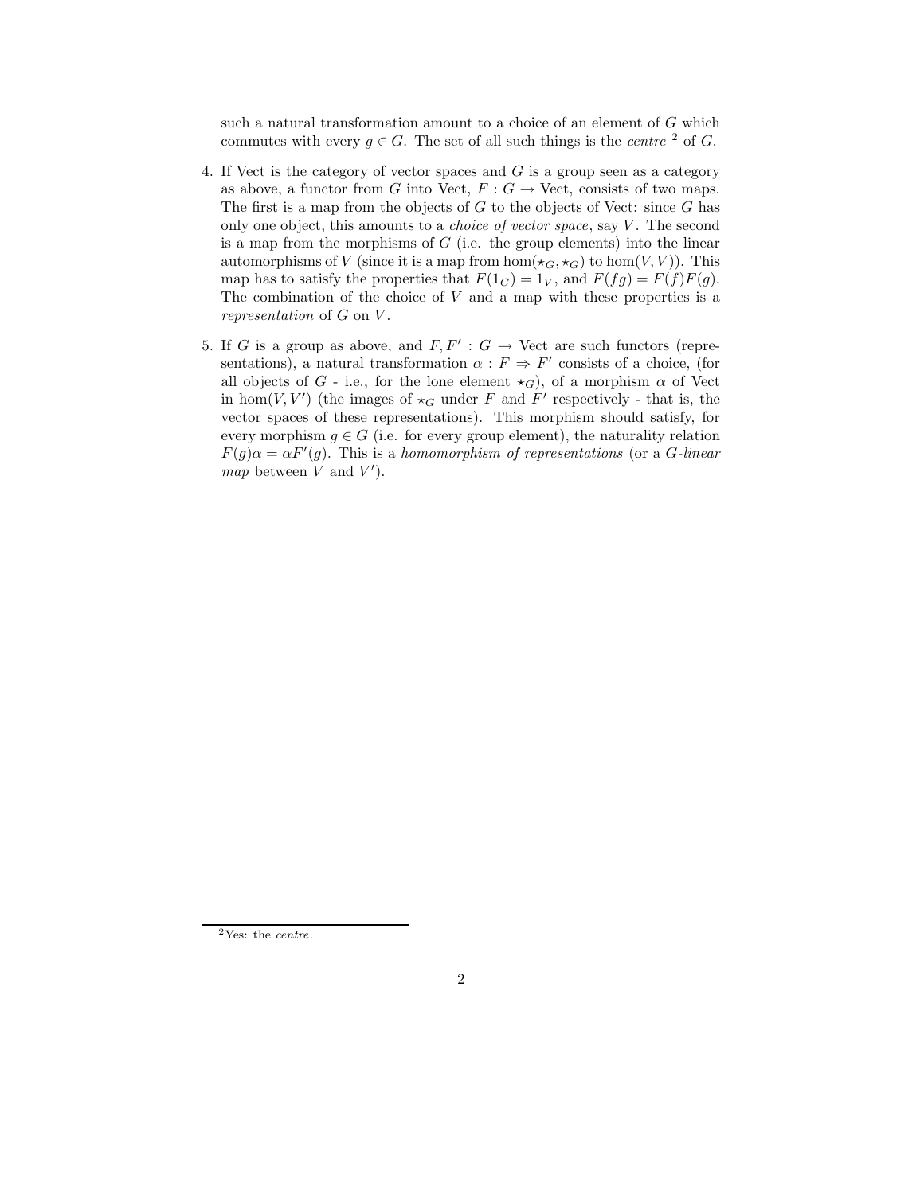such a natural transformation amount to a choice of an element of $G$ which commutes with every $g \in G$. The set of all such things is the *centre* [2] of $G$.

4. If Vect is the category of vector spaces and $G$ is a group seen as a category as above, a functor from $G$ into Vect, $F : G \to \text{Vect}$, consists of two maps. The first is a map from the objects of $G$ to the objects of Vect: since $G$ has only one object, this amounts to a *choice of vector space*, say $V$. The second is a map from the morphisms of $G$ (i.e. the group elements) into the linear automorphisms of $V$ (since it is a map from $\hom(\star_G, \star_G)$ to $\hom(V, V)$). This map has to satisfy the properties that $F(1_G) = 1_V$, and $F(fg) = F(f)F(g)$. The combination of the choice of $V$ and a map with these properties is a *representation* of $G$ on $V$.

5. If $G$ is a group as above, and $F, F' : G \to \text{Vect}$ are such functors (representations), a natural transformation $\alpha : F \Rightarrow F'$ consists of a choice, (for all objects of $G$ - i.e., for the lone element $\star_G$), of a morphism $\alpha$ of Vect in $\hom(V, V')$ (the images of $\star_G$ under $F$ and $F'$ respectively - that is, the vector spaces of these representations). This morphism should satisfy, for every morphism $g \in G$ (i.e. for every group element), the naturality relation $F(g)\alpha = \alpha F'(g)$. This is a *homomorphism of representations* (or a *G-linear map* between $V$ and $V'$).

[2] Yes: the *centre*.